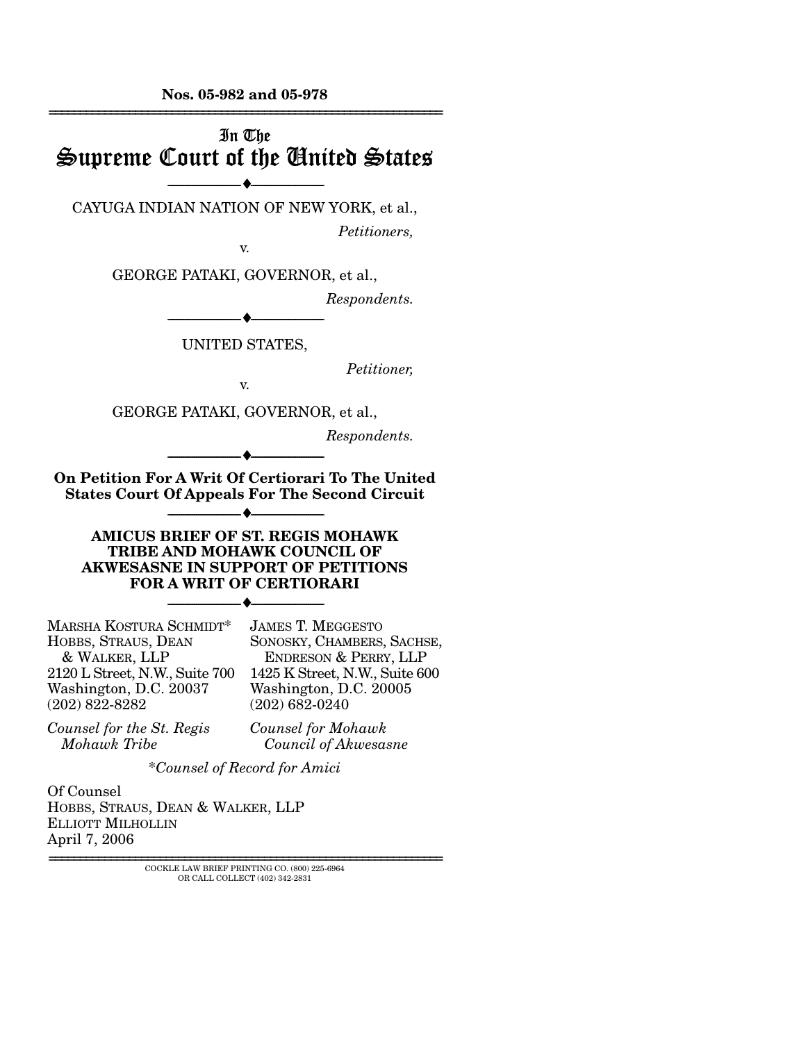**Nos. 05-982 and 05-978**

# In The Supreme Court of the United States

CAYUGA INDIAN NATION OF NEW YORK, et al.,

*Petitioners,*

v.

GEORGE PATAKI, GOVERNOR, et al.,

*Respondents.*

UNITED STATES,

*Petitioner,*

v.

GEORGE PATAKI, GOVERNOR, et al.,

*Respondents.*

**On Petition For A Writ Of Certiorari To The United States Court Of Appeals For The Second Circuit**

**AMICUS BRIEF OF ST. REGIS MOHAWK TRIBE AND MOHAWK COUNCIL OF AKWESASNE IN SUPPORT OF PETITIONS FOR A WRIT OF CERTIORARI**

MARSHA KOSTURA SCHMIDT*
HOBBS, STRAUS, DEAN & WALKER, LLP
2120 L Street, N.W., Suite 700
Washington, D.C. 20037
(202) 822-8282

*Counsel for the St. Regis Mohawk Tribe*

JAMES T. MEGGESTO
SONOSKY, CHAMBERS, SACHSE, ENDRESON & PERRY, LLP
1425 K Street, N.W., Suite 600
Washington, D.C. 20005
(202) 682-0240

*Counsel for Mohawk Council of Akwesasne*

*\*Counsel of Record for Amici*

Of Counsel
HOBBS, STRAUS, DEAN & WALKER, LLP
ELLIOTT MILHOLLIN
April 7, 2006

COCKLE LAW BRIEF PRINTING CO. (800) 225-6964
OR CALL COLLECT (402) 342-2831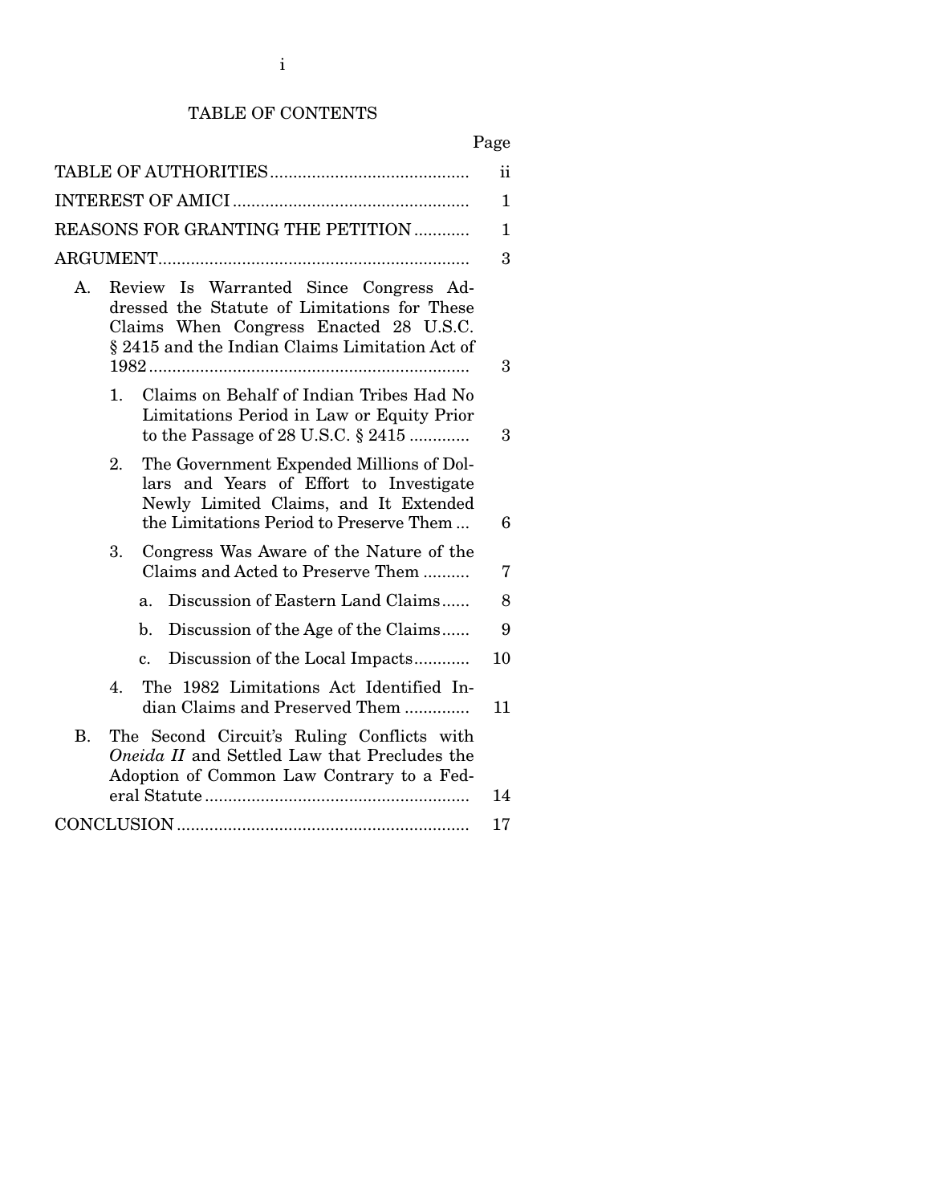# TABLE OF CONTENTS

| | Page |
|---|---|
| TABLE OF AUTHORITIES | ii |
| INTEREST OF AMICI | 1 |
| REASONS FOR GRANTING THE PETITION | 1 |
| ARGUMENT | 3 |
| A. Review Is Warranted Since Congress Addressed the Statute of Limitations for These Claims When Congress Enacted 28 U.S.C. § 2415 and the Indian Claims Limitation Act of 1982 | 3 |
| 1. Claims on Behalf of Indian Tribes Had No Limitations Period in Law or Equity Prior to the Passage of 28 U.S.C. § 2415 | 3 |
| 2. The Government Expended Millions of Dollars and Years of Effort to Investigate Newly Limited Claims, and It Extended the Limitations Period to Preserve Them | 6 |
| 3. Congress Was Aware of the Nature of the Claims and Acted to Preserve Them | 7 |
| a. Discussion of Eastern Land Claims | 8 |
| b. Discussion of the Age of the Claims | 9 |
| c. Discussion of the Local Impacts | 10 |
| 4. The 1982 Limitations Act Identified Indian Claims and Preserved Them | 11 |
| B. The Second Circuit's Ruling Conflicts with *Oneida II* and Settled Law that Precludes the Adoption of Common Law Contrary to a Federal Statute | 14 |
| CONCLUSION | 17 |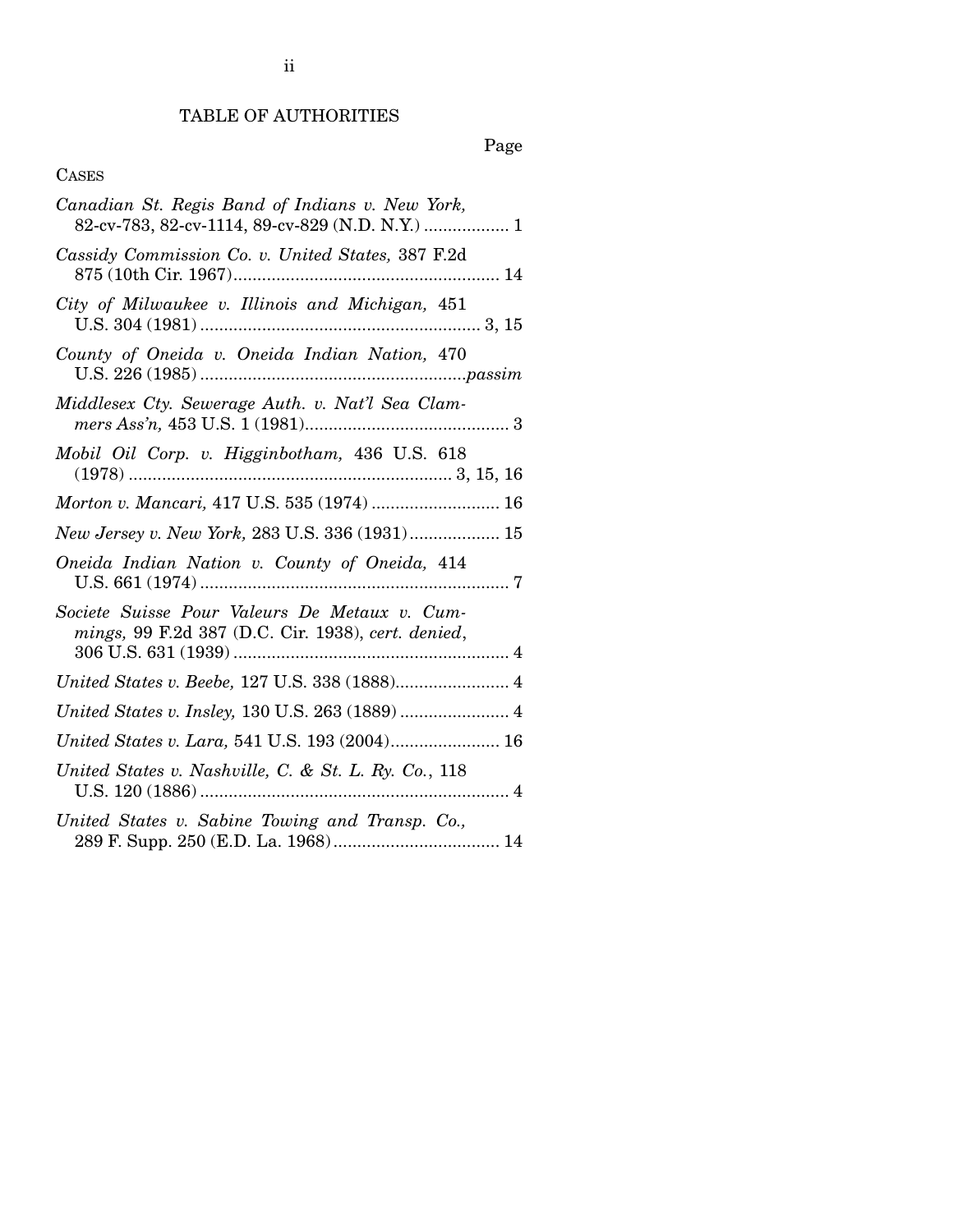## TABLE OF AUTHORITIES

Page

CASES

*Canadian St. Regis Band of Indians v. New York,* 82-cv-783, 82-cv-1114, 89-cv-829 (N.D. N.Y.) .................. 1

*Cassidy Commission Co. v. United States,* 387 F.2d 875 (10th Cir. 1967) ........................................................ 14

*City of Milwaukee v. Illinois and Michigan,* 451 U.S. 304 (1981) ........................................................... 3, 15

*County of Oneida v. Oneida Indian Nation,* 470 U.S. 226 (1985) ........................................................ *passim*

*Middlesex Cty. Sewerage Auth. v. Nat'l Sea Clammers Ass'n,* 453 U.S. 1 (1981) ........................................... 3

*Mobil Oil Corp. v. Higginbotham,* 436 U.S. 618 (1978) .................................................................... 3, 15, 16

*Morton v. Mancari,* 417 U.S. 535 (1974) ........................... 16

*New Jersey v. New York,* 283 U.S. 336 (1931) ................... 15

*Oneida Indian Nation v. County of Oneida,* 414 U.S. 661 (1974) ................................................................. 7

*Societe Suisse Pour Valeurs De Metaux v. Cummings,* 99 F.2d 387 (D.C. Cir. 1938), *cert. denied*, 306 U.S. 631 (1939) .......................................................... 4

*United States v. Beebe,* 127 U.S. 338 (1888) ........................ 4

*United States v. Insley,* 130 U.S. 263 (1889) ....................... 4

*United States v. Lara,* 541 U.S. 193 (2004) ....................... 16

*United States v. Nashville, C. & St. L. Ry. Co.*, 118 U.S. 120 (1886) ................................................................. 4

*United States v. Sabine Towing and Transp. Co.,* 289 F. Supp. 250 (E.D. La. 1968) ................................... 14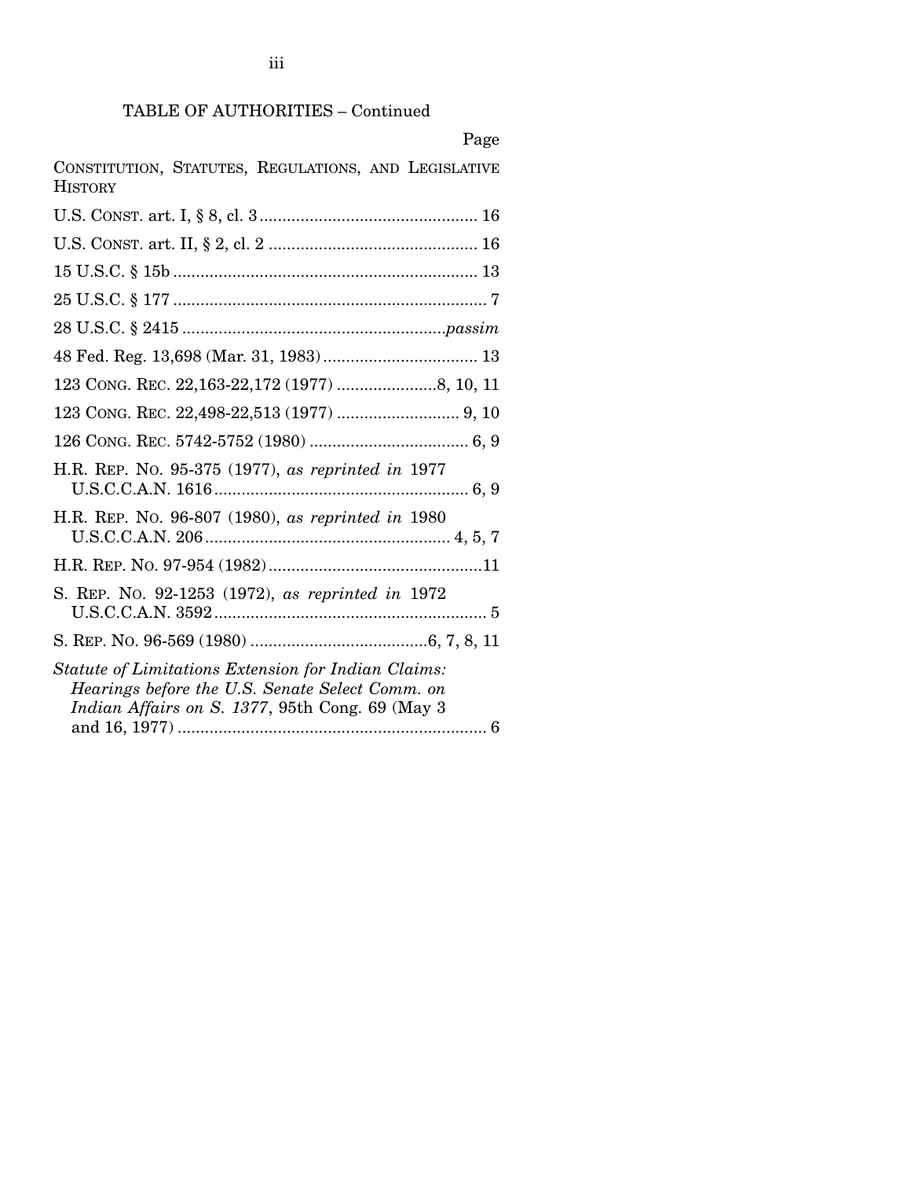TABLE OF AUTHORITIES – Continued

Page

CONSTITUTION, STATUTES, REGULATIONS, AND LEGISLATIVE HISTORY

U.S. CONST. art. I, § 8, cl. 3 .......... 16

U.S. CONST. art. II, § 2, cl. 2 .......... 16

15 U.S.C. § 15b .......... 13

25 U.S.C. § 177 .......... 7

28 U.S.C. § 2415 .......... *passim*

48 Fed. Reg. 13,698 (Mar. 31, 1983) .......... 13

123 CONG. REC. 22,163-22,172 (1977) .......... 8, 10, 11

123 CONG. REC. 22,498-22,513 (1977) .......... 9, 10

126 CONG. REC. 5742-5752 (1980) .......... 6, 9

H.R. REP. NO. 95-375 (1977), *as reprinted in* 1977 U.S.C.C.A.N. 1616 .......... 6, 9

H.R. REP. NO. 96-807 (1980), *as reprinted in* 1980 U.S.C.C.A.N. 206 .......... 4, 5, 7

H.R. REP. NO. 97-954 (1982) .......... 11

S. REP. NO. 92-1253 (1972), *as reprinted in* 1972 U.S.C.C.A.N. 3592 .......... 5

S. REP. NO. 96-569 (1980) .......... 6, 7, 8, 11

*Statute of Limitations Extension for Indian Claims: Hearings before the U.S. Senate Select Comm. on Indian Affairs on S. 1377*, 95th Cong. 69 (May 3 and 16, 1977) .......... 6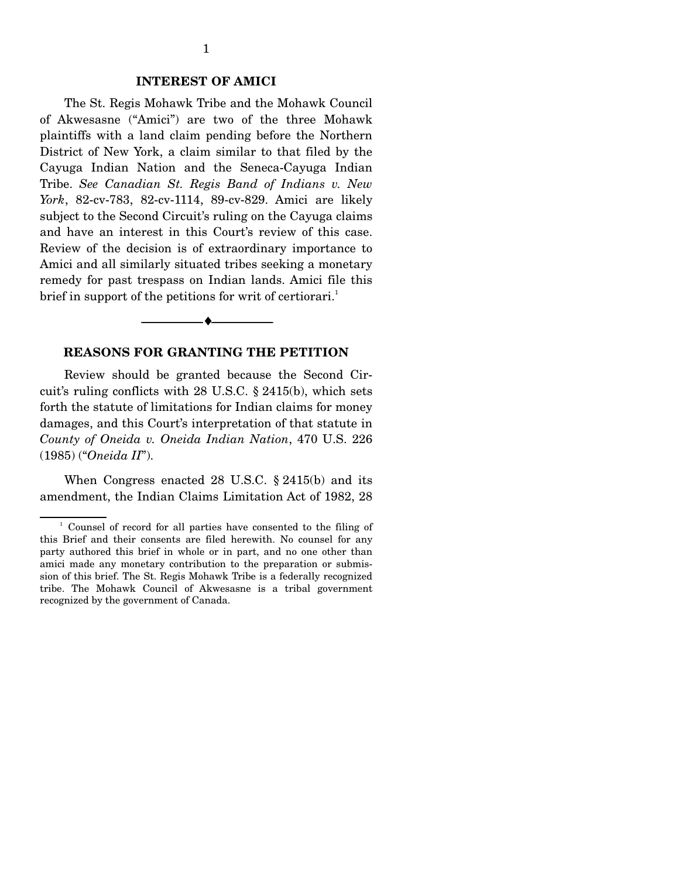## INTEREST OF AMICI

The St. Regis Mohawk Tribe and the Mohawk Council of Akwesasne ("Amici") are two of the three Mohawk plaintiffs with a land claim pending before the Northern District of New York, a claim similar to that filed by the Cayuga Indian Nation and the Seneca-Cayuga Indian Tribe. *See Canadian St. Regis Band of Indians v. New York*, 82-cv-783, 82-cv-1114, 89-cv-829. Amici are likely subject to the Second Circuit's ruling on the Cayuga claims and have an interest in this Court's review of this case. Review of the decision is of extraordinary importance to Amici and all similarly situated tribes seeking a monetary remedy for past trespass on Indian lands. Amici file this brief in support of the petitions for writ of certiorari.[1]

---

## REASONS FOR GRANTING THE PETITION

Review should be granted because the Second Circuit's ruling conflicts with 28 U.S.C. § 2415(b), which sets forth the statute of limitations for Indian claims for money damages, and this Court's interpretation of that statute in *County of Oneida v. Oneida Indian Nation*, 470 U.S. 226 (1985) ("*Oneida II*").

When Congress enacted 28 U.S.C. § 2415(b) and its amendment, the Indian Claims Limitation Act of 1982, 28

[1] Counsel of record for all parties have consented to the filing of this Brief and their consents are filed herewith. No counsel for any party authored this brief in whole or in part, and no one other than amici made any monetary contribution to the preparation or submission of this brief. The St. Regis Mohawk Tribe is a federally recognized tribe. The Mohawk Council of Akwesasne is a tribal government recognized by the government of Canada.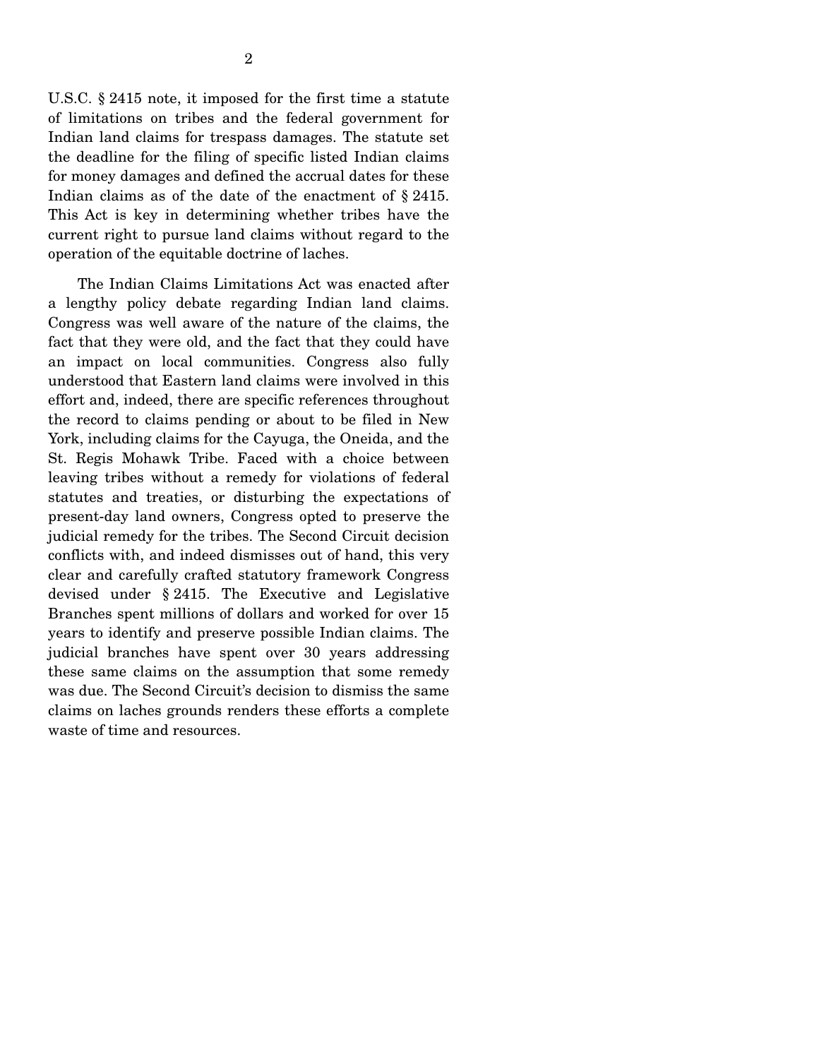U.S.C. § 2415 note, it imposed for the first time a statute of limitations on tribes and the federal government for Indian land claims for trespass damages. The statute set the deadline for the filing of specific listed Indian claims for money damages and defined the accrual dates for these Indian claims as of the date of the enactment of § 2415. This Act is key in determining whether tribes have the current right to pursue land claims without regard to the operation of the equitable doctrine of laches.

The Indian Claims Limitations Act was enacted after a lengthy policy debate regarding Indian land claims. Congress was well aware of the nature of the claims, the fact that they were old, and the fact that they could have an impact on local communities. Congress also fully understood that Eastern land claims were involved in this effort and, indeed, there are specific references throughout the record to claims pending or about to be filed in New York, including claims for the Cayuga, the Oneida, and the St. Regis Mohawk Tribe. Faced with a choice between leaving tribes without a remedy for violations of federal statutes and treaties, or disturbing the expectations of present-day land owners, Congress opted to preserve the judicial remedy for the tribes. The Second Circuit decision conflicts with, and indeed dismisses out of hand, this very clear and carefully crafted statutory framework Congress devised under § 2415. The Executive and Legislative Branches spent millions of dollars and worked for over 15 years to identify and preserve possible Indian claims. The judicial branches have spent over 30 years addressing these same claims on the assumption that some remedy was due. The Second Circuit's decision to dismiss the same claims on laches grounds renders these efforts a complete waste of time and resources.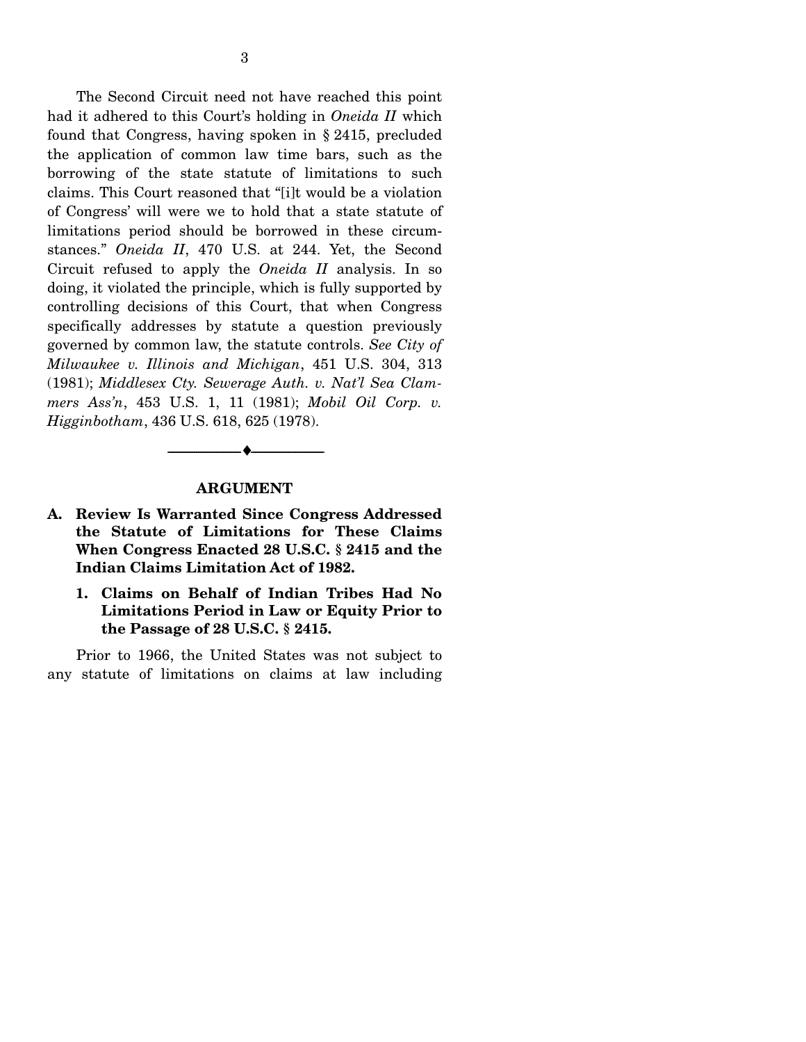The Second Circuit need not have reached this point had it adhered to this Court's holding in *Oneida II* which found that Congress, having spoken in § 2415, precluded the application of common law time bars, such as the borrowing of the state statute of limitations to such claims. This Court reasoned that "[i]t would be a violation of Congress' will were we to hold that a state statute of limitations period should be borrowed in these circumstances." *Oneida II*, 470 U.S. at 244. Yet, the Second Circuit refused to apply the *Oneida II* analysis. In so doing, it violated the principle, which is fully supported by controlling decisions of this Court, that when Congress specifically addresses by statute a question previously governed by common law, the statute controls. *See City of Milwaukee v. Illinois and Michigan*, 451 U.S. 304, 313 (1981); *Middlesex Cty. Sewerage Auth. v. Nat'l Sea Clammers Ass'n*, 453 U.S. 1, 11 (1981); *Mobil Oil Corp. v. Higginbotham*, 436 U.S. 618, 625 (1978).

---

## ARGUMENT

### A. Review Is Warranted Since Congress Addressed the Statute of Limitations for These Claims When Congress Enacted 28 U.S.C. § 2415 and the Indian Claims Limitation Act of 1982.

#### 1. Claims on Behalf of Indian Tribes Had No Limitations Period in Law or Equity Prior to the Passage of 28 U.S.C. § 2415.

Prior to 1966, the United States was not subject to any statute of limitations on claims at law including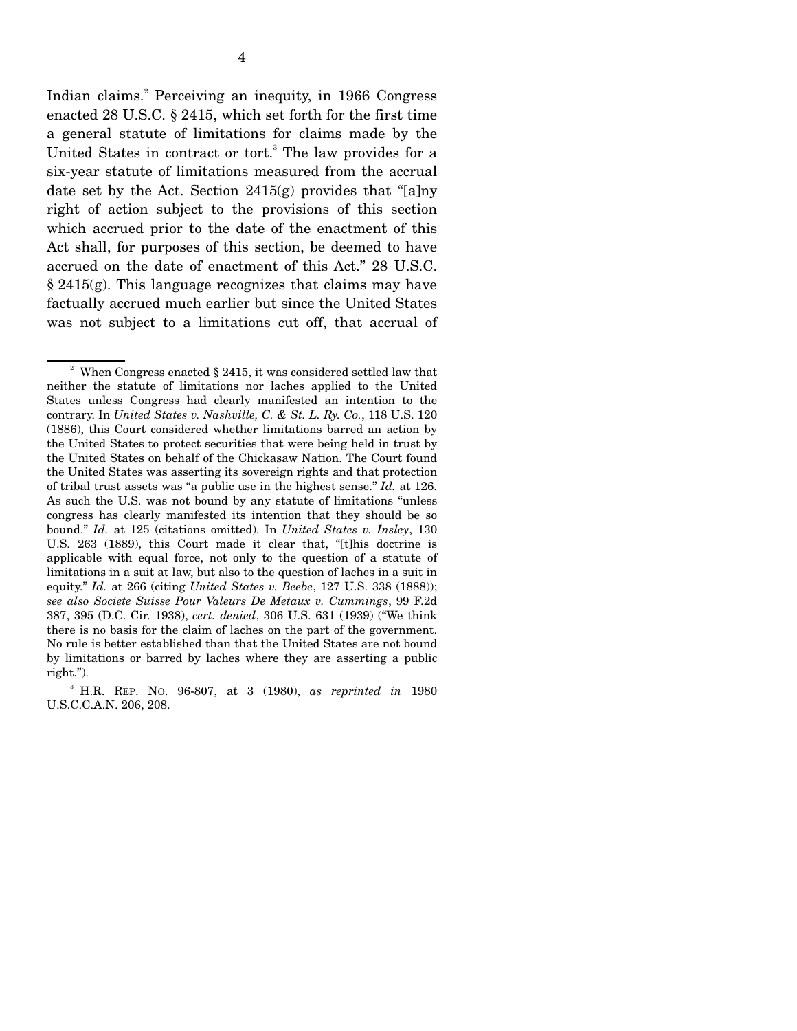Indian claims.[2] Perceiving an inequity, in 1966 Congress enacted 28 U.S.C. § 2415, which set forth for the first time a general statute of limitations for claims made by the United States in contract or tort.[3] The law provides for a six-year statute of limitations measured from the accrual date set by the Act. Section 2415(g) provides that "[a]ny right of action subject to the provisions of this section which accrued prior to the date of the enactment of this Act shall, for purposes of this section, be deemed to have accrued on the date of enactment of this Act." 28 U.S.C. § 2415(g). This language recognizes that claims may have factually accrued much earlier but since the United States was not subject to a limitations cut off, that accrual of

---

[2] When Congress enacted § 2415, it was considered settled law that neither the statute of limitations nor laches applied to the United States unless Congress had clearly manifested an intention to the contrary. In *United States v. Nashville, C. & St. L. Ry. Co.*, 118 U.S. 120 (1886), this Court considered whether limitations barred an action by the United States to protect securities that were being held in trust by the United States on behalf of the Chickasaw Nation. The Court found the United States was asserting its sovereign rights and that protection of tribal trust assets was "a public use in the highest sense." *Id.* at 126. As such the U.S. was not bound by any statute of limitations "unless congress has clearly manifested its intention that they should be so bound." *Id.* at 125 (citations omitted). In *United States v. Insley*, 130 U.S. 263 (1889), this Court made it clear that, "[t]his doctrine is applicable with equal force, not only to the question of a statute of limitations in a suit at law, but also to the question of laches in a suit in equity." *Id.* at 266 (citing *United States v. Beebe*, 127 U.S. 338 (1888)); *see also Societe Suisse Pour Valeurs De Metaux v. Cummings*, 99 F.2d 387, 395 (D.C. Cir. 1938), *cert. denied*, 306 U.S. 631 (1939) ("We think there is no basis for the claim of laches on the part of the government. No rule is better established than that the United States are not bound by limitations or barred by laches where they are asserting a public right.").

[3] H.R. REP. NO. 96-807, at 3 (1980), *as reprinted in* 1980 U.S.C.C.A.N. 206, 208.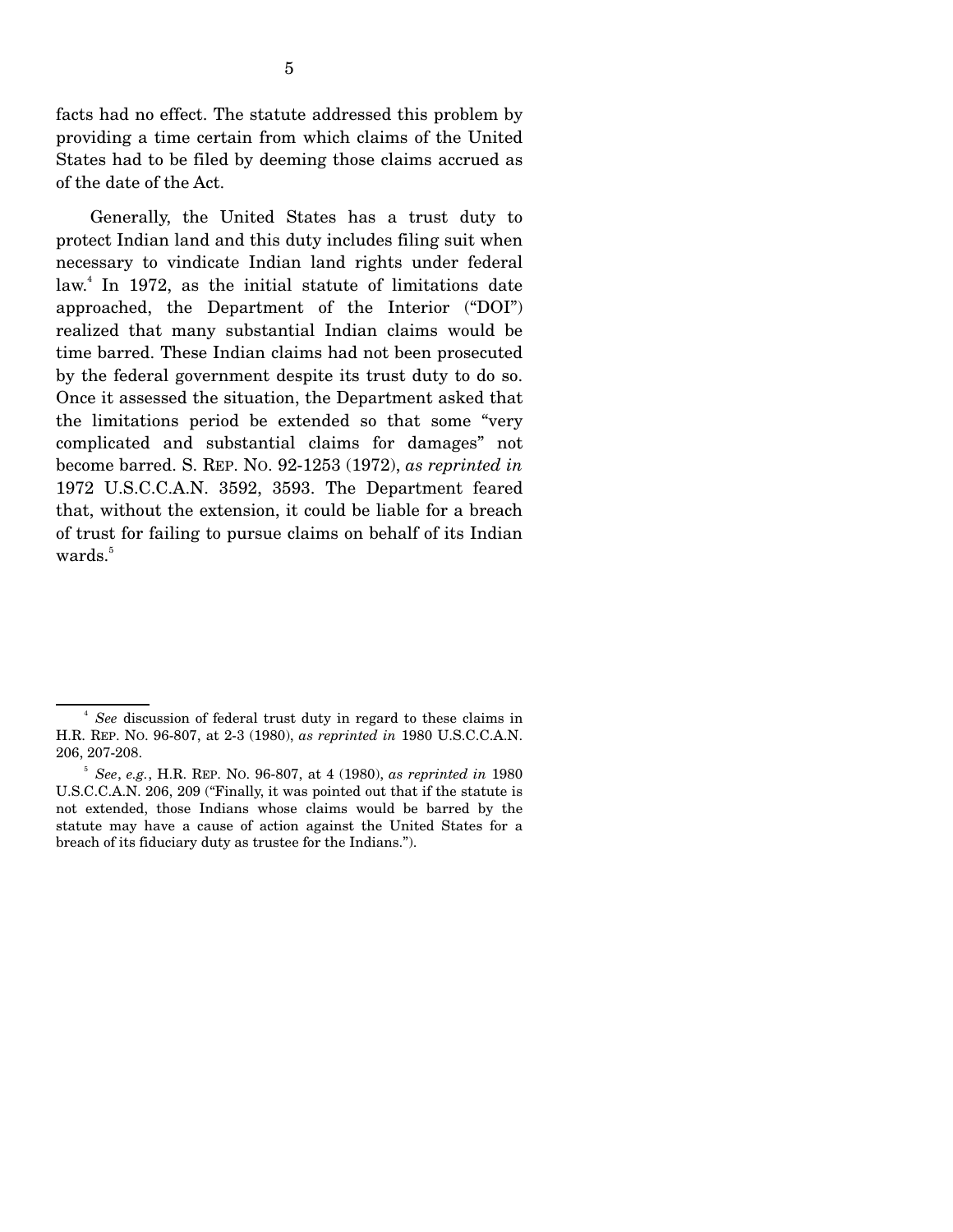facts had no effect. The statute addressed this problem by providing a time certain from which claims of the United States had to be filed by deeming those claims accrued as of the date of the Act.

Generally, the United States has a trust duty to protect Indian land and this duty includes filing suit when necessary to vindicate Indian land rights under federal law.[4] In 1972, as the initial statute of limitations date approached, the Department of the Interior ("DOI") realized that many substantial Indian claims would be time barred. These Indian claims had not been prosecuted by the federal government despite its trust duty to do so. Once it assessed the situation, the Department asked that the limitations period be extended so that some "very complicated and substantial claims for damages" not become barred. S. REP. NO. 92-1253 (1972), *as reprinted in* 1972 U.S.C.C.A.N. 3592, 3593. The Department feared that, without the extension, it could be liable for a breach of trust for failing to pursue claims on behalf of its Indian wards.[5]

---

[4] *See* discussion of federal trust duty in regard to these claims in H.R. REP. NO. 96-807, at 2-3 (1980), *as reprinted in* 1980 U.S.C.C.A.N. 206, 207-208.

[5] *See*, *e.g.*, H.R. REP. NO. 96-807, at 4 (1980), *as reprinted in* 1980 U.S.C.C.A.N. 206, 209 ("Finally, it was pointed out that if the statute is not extended, those Indians whose claims would be barred by the statute may have a cause of action against the United States for a breach of its fiduciary duty as trustee for the Indians.").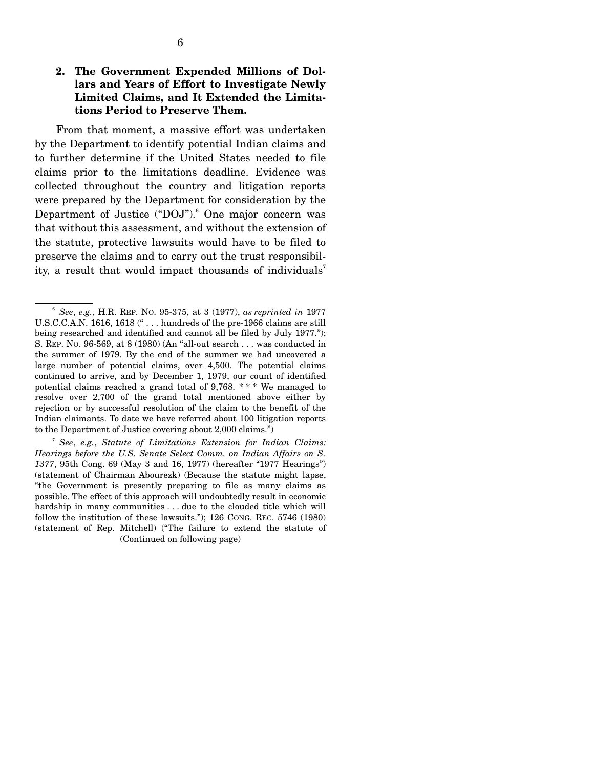### 2. The Government Expended Millions of Dollars and Years of Effort to Investigate Newly Limited Claims, and It Extended the Limitations Period to Preserve Them.

From that moment, a massive effort was undertaken by the Department to identify potential Indian claims and to further determine if the United States needed to file claims prior to the limitations deadline. Evidence was collected throughout the country and litigation reports were prepared by the Department for consideration by the Department of Justice ("DOJ").[6] One major concern was that without this assessment, and without the extension of the statute, protective lawsuits would have to be filed to preserve the claims and to carry out the trust responsibility, a result that would impact thousands of individuals[7]

---

[6] *See*, *e.g.*, H.R. REP. NO. 95-375, at 3 (1977), *as reprinted in* 1977 U.S.C.C.A.N. 1616, 1618 (" . . . hundreds of the pre-1966 claims are still being researched and identified and cannot all be filed by July 1977."); S. REP. NO. 96-569, at 8 (1980) (An "all-out search . . . was conducted in the summer of 1979. By the end of the summer we had uncovered a large number of potential claims, over 4,500. The potential claims continued to arrive, and by December 1, 1979, our count of identified potential claims reached a grand total of 9,768. * * * We managed to resolve over 2,700 of the grand total mentioned above either by rejection or by successful resolution of the claim to the benefit of the Indian claimants. To date we have referred about 100 litigation reports to the Department of Justice covering about 2,000 claims.")

[7] *See*, *e.g.*, *Statute of Limitations Extension for Indian Claims: Hearings before the U.S. Senate Select Comm. on Indian Affairs on S. 1377*, 95th Cong. 69 (May 3 and 16, 1977) (hereafter "1977 Hearings") (statement of Chairman Abourezk) (Because the statute might lapse, "the Government is presently preparing to file as many claims as possible. The effect of this approach will undoubtedly result in economic hardship in many communities . . . due to the clouded title which will follow the institution of these lawsuits."); 126 CONG. REC. 5746 (1980) (statement of Rep. Mitchell) ("The failure to extend the statute of

(Continued on following page)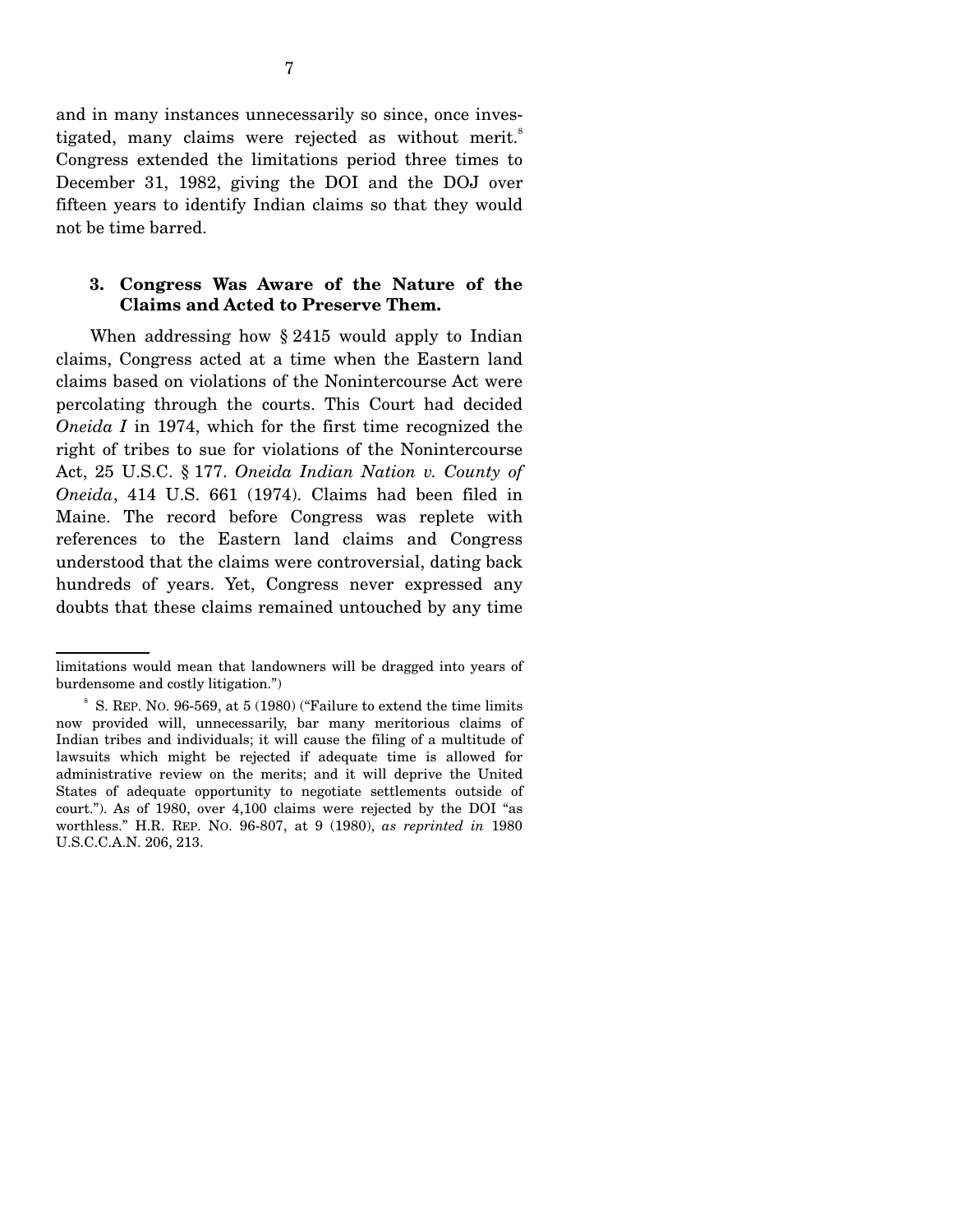and in many instances unnecessarily so since, once investigated, many claims were rejected as without merit.[8] Congress extended the limitations period three times to December 31, 1982, giving the DOI and the DOJ over fifteen years to identify Indian claims so that they would not be time barred.

### 3. Congress Was Aware of the Nature of the Claims and Acted to Preserve Them.

When addressing how § 2415 would apply to Indian claims, Congress acted at a time when the Eastern land claims based on violations of the Nonintercourse Act were percolating through the courts. This Court had decided *Oneida I* in 1974, which for the first time recognized the right of tribes to sue for violations of the Nonintercourse Act, 25 U.S.C. § 177. *Oneida Indian Nation v. County of Oneida*, 414 U.S. 661 (1974). Claims had been filed in Maine. The record before Congress was replete with references to the Eastern land claims and Congress understood that the claims were controversial, dating back hundreds of years. Yet, Congress never expressed any doubts that these claims remained untouched by any time

---

limitations would mean that landowners will be dragged into years of burdensome and costly litigation.")

[8] S. REP. NO. 96-569, at 5 (1980) ("Failure to extend the time limits now provided will, unnecessarily, bar many meritorious claims of Indian tribes and individuals; it will cause the filing of a multitude of lawsuits which might be rejected if adequate time is allowed for administrative review on the merits; and it will deprive the United States of adequate opportunity to negotiate settlements outside of court."). As of 1980, over 4,100 claims were rejected by the DOI "as worthless." H.R. REP. NO. 96-807, at 9 (1980), *as reprinted in* 1980 U.S.C.C.A.N. 206, 213.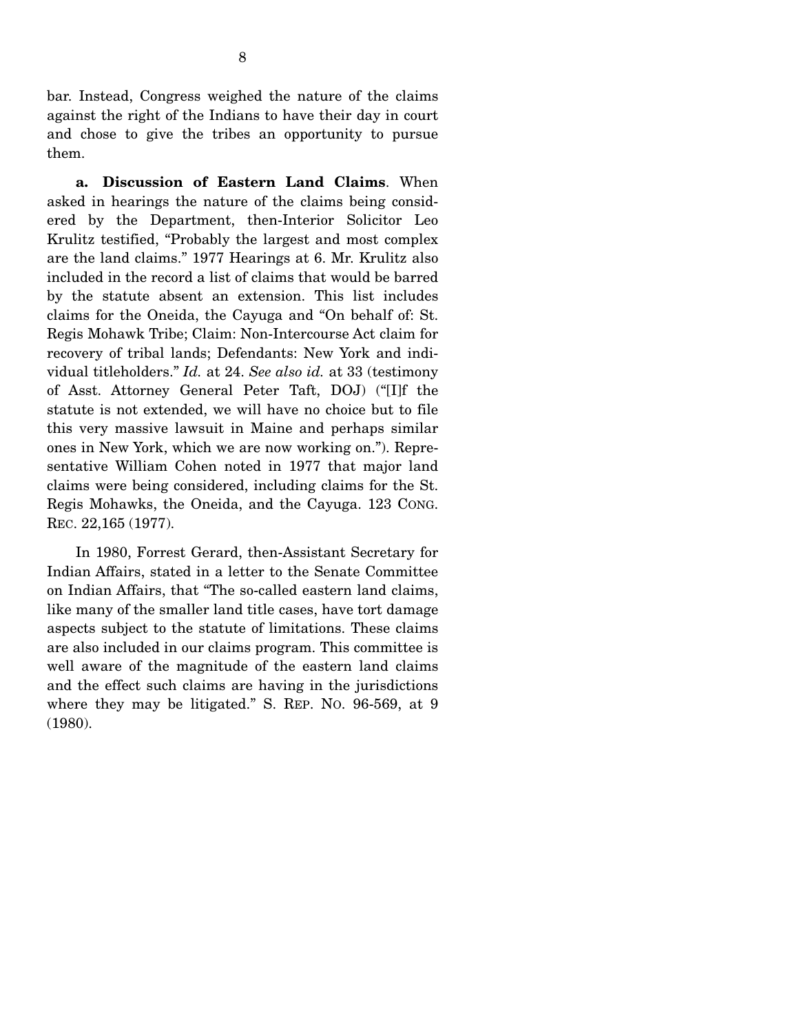bar. Instead, Congress weighed the nature of the claims against the right of the Indians to have their day in court and chose to give the tribes an opportunity to pursue them.

**a. Discussion of Eastern Land Claims**. When asked in hearings the nature of the claims being considered by the Department, then-Interior Solicitor Leo Krulitz testified, "Probably the largest and most complex are the land claims." 1977 Hearings at 6. Mr. Krulitz also included in the record a list of claims that would be barred by the statute absent an extension. This list includes claims for the Oneida, the Cayuga and "On behalf of: St. Regis Mohawk Tribe; Claim: Non-Intercourse Act claim for recovery of tribal lands; Defendants: New York and individual titleholders." *Id.* at 24. *See also id.* at 33 (testimony of Asst. Attorney General Peter Taft, DOJ) ("[I]f the statute is not extended, we will have no choice but to file this very massive lawsuit in Maine and perhaps similar ones in New York, which we are now working on."). Representative William Cohen noted in 1977 that major land claims were being considered, including claims for the St. Regis Mohawks, the Oneida, and the Cayuga. 123 CONG. REC. 22,165 (1977).

In 1980, Forrest Gerard, then-Assistant Secretary for Indian Affairs, stated in a letter to the Senate Committee on Indian Affairs, that "The so-called eastern land claims, like many of the smaller land title cases, have tort damage aspects subject to the statute of limitations. These claims are also included in our claims program. This committee is well aware of the magnitude of the eastern land claims and the effect such claims are having in the jurisdictions where they may be litigated." S. REP. NO. 96-569, at 9 (1980).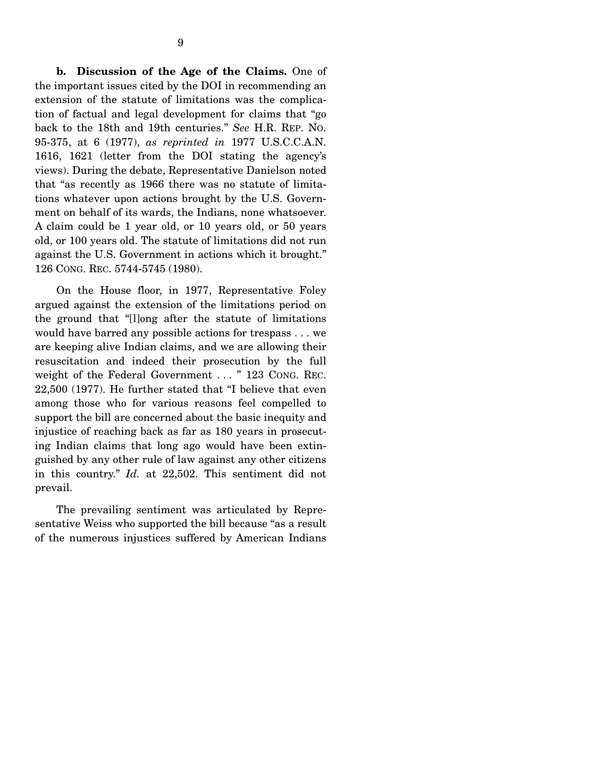**b. Discussion of the Age of the Claims.** One of the important issues cited by the DOI in recommending an extension of the statute of limitations was the complication of factual and legal development for claims that "go back to the 18th and 19th centuries." *See* H.R. REP. NO. 95-375, at 6 (1977), *as reprinted in* 1977 U.S.C.C.A.N. 1616, 1621 (letter from the DOI stating the agency's views). During the debate, Representative Danielson noted that "as recently as 1966 there was no statute of limitations whatever upon actions brought by the U.S. Government on behalf of its wards, the Indians, none whatsoever. A claim could be 1 year old, or 10 years old, or 50 years old, or 100 years old. The statute of limitations did not run against the U.S. Government in actions which it brought." 126 CONG. REC. 5744-5745 (1980).

On the House floor, in 1977, Representative Foley argued against the extension of the limitations period on the ground that "[l]ong after the statute of limitations would have barred any possible actions for trespass . . . we are keeping alive Indian claims, and we are allowing their resuscitation and indeed their prosecution by the full weight of the Federal Government . . . " 123 CONG. REC. 22,500 (1977). He further stated that "I believe that even among those who for various reasons feel compelled to support the bill are concerned about the basic inequity and injustice of reaching back as far as 180 years in prosecuting Indian claims that long ago would have been extinguished by any other rule of law against any other citizens in this country." *Id.* at 22,502. This sentiment did not prevail.

The prevailing sentiment was articulated by Representative Weiss who supported the bill because "as a result of the numerous injustices suffered by American Indians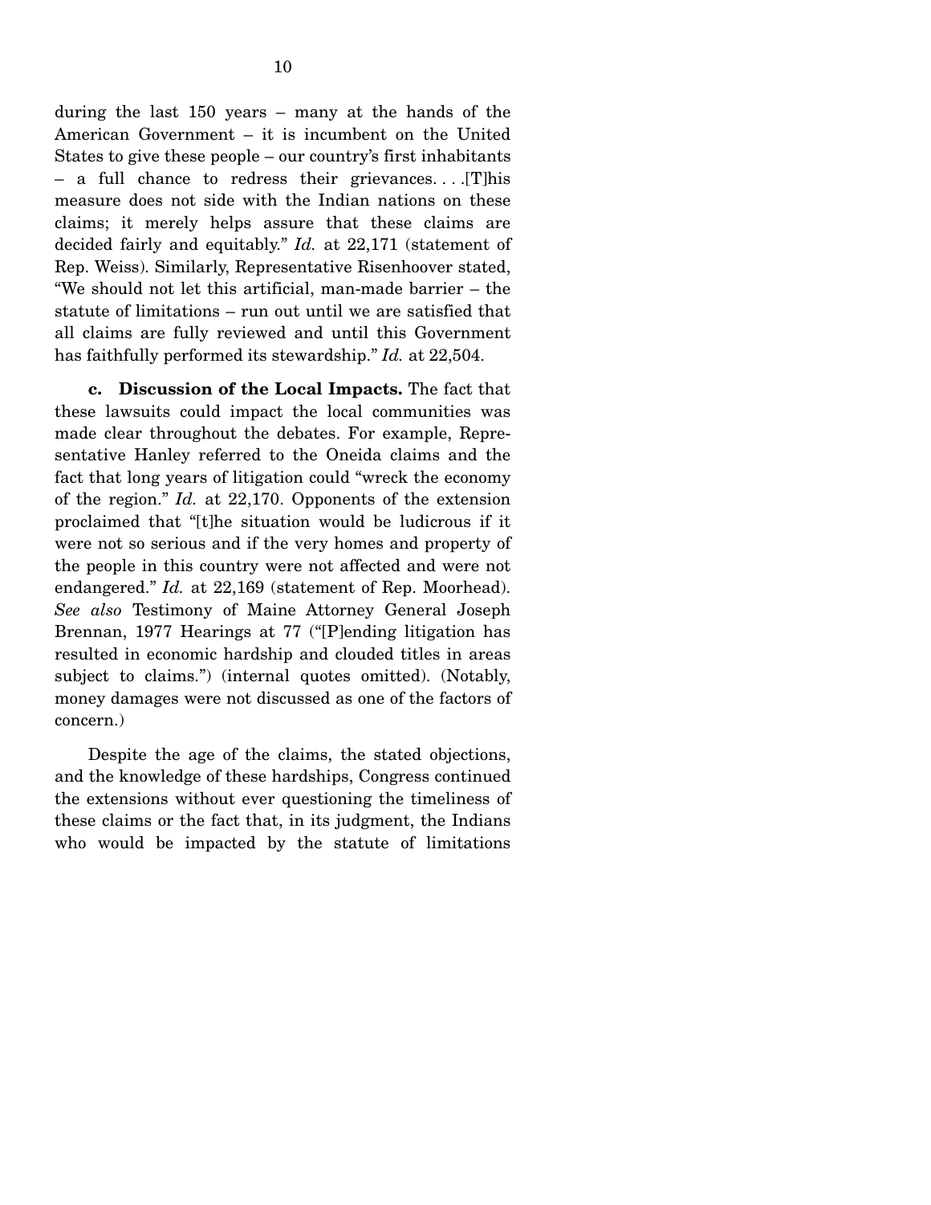during the last 150 years – many at the hands of the American Government – it is incumbent on the United States to give these people – our country's first inhabitants – a full chance to redress their grievances. . . .[T]his measure does not side with the Indian nations on these claims; it merely helps assure that these claims are decided fairly and equitably." *Id.* at 22,171 (statement of Rep. Weiss). Similarly, Representative Risenhoover stated, "We should not let this artificial, man-made barrier – the statute of limitations – run out until we are satisfied that all claims are fully reviewed and until this Government has faithfully performed its stewardship." *Id.* at 22,504.

**c. Discussion of the Local Impacts.** The fact that these lawsuits could impact the local communities was made clear throughout the debates. For example, Representative Hanley referred to the Oneida claims and the fact that long years of litigation could "wreck the economy of the region." *Id.* at 22,170. Opponents of the extension proclaimed that "[t]he situation would be ludicrous if it were not so serious and if the very homes and property of the people in this country were not affected and were not endangered." *Id.* at 22,169 (statement of Rep. Moorhead). *See also* Testimony of Maine Attorney General Joseph Brennan, 1977 Hearings at 77 ("[P]ending litigation has resulted in economic hardship and clouded titles in areas subject to claims.") (internal quotes omitted). (Notably, money damages were not discussed as one of the factors of concern.)

Despite the age of the claims, the stated objections, and the knowledge of these hardships, Congress continued the extensions without ever questioning the timeliness of these claims or the fact that, in its judgment, the Indians who would be impacted by the statute of limitations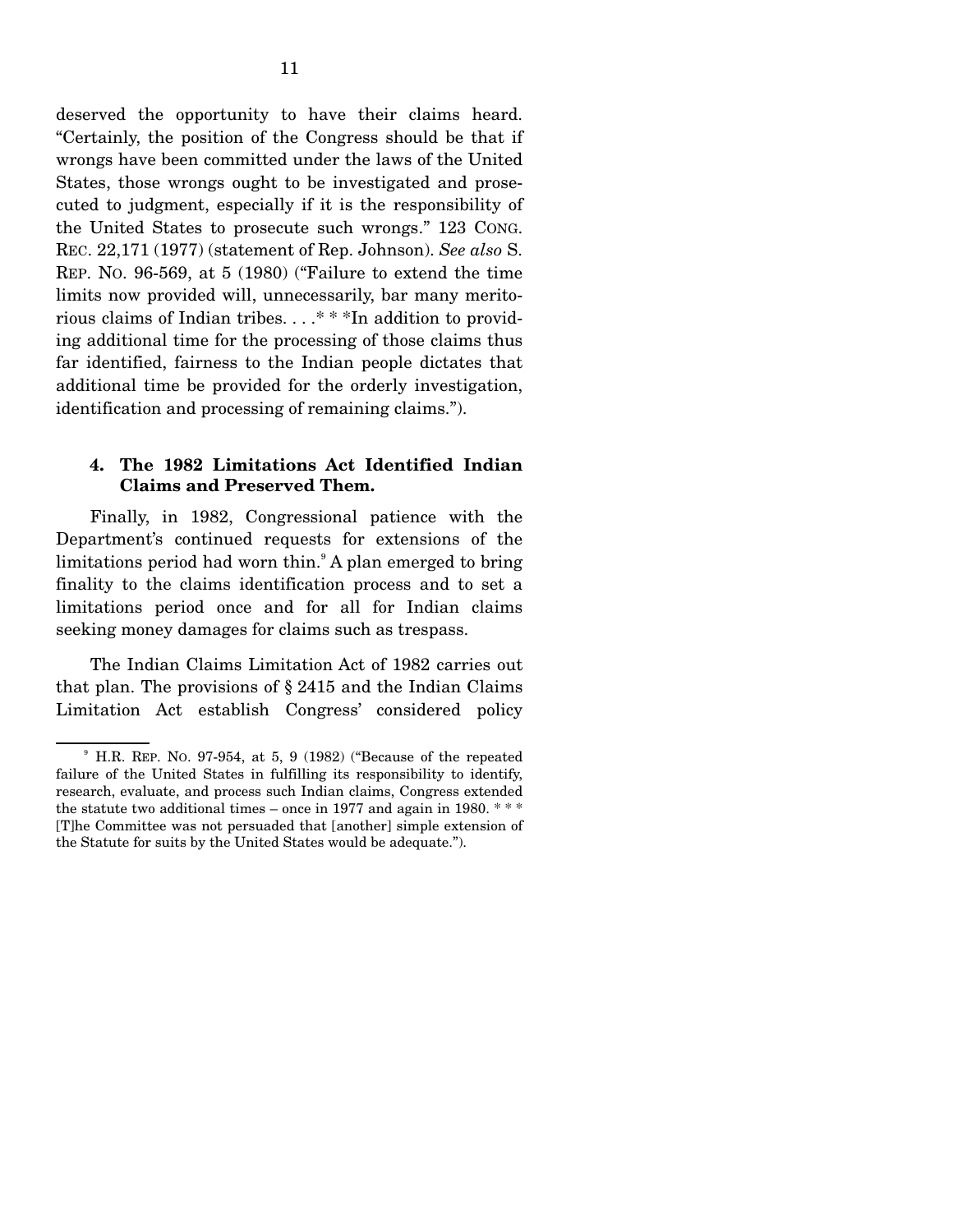deserved the opportunity to have their claims heard. "Certainly, the position of the Congress should be that if wrongs have been committed under the laws of the United States, those wrongs ought to be investigated and prosecuted to judgment, especially if it is the responsibility of the United States to prosecute such wrongs." 123 CONG. REC. 22,171 (1977) (statement of Rep. Johnson). *See also* S. REP. NO. 96-569, at 5 (1980) ("Failure to extend the time limits now provided will, unnecessarily, bar many meritorious claims of Indian tribes. . . .* * *In addition to providing additional time for the processing of those claims thus far identified, fairness to the Indian people dictates that additional time be provided for the orderly investigation, identification and processing of remaining claims.").

### 4. The 1982 Limitations Act Identified Indian Claims and Preserved Them.

Finally, in 1982, Congressional patience with the Department's continued requests for extensions of the limitations period had worn thin.[9] A plan emerged to bring finality to the claims identification process and to set a limitations period once and for all for Indian claims seeking money damages for claims such as trespass.

The Indian Claims Limitation Act of 1982 carries out that plan. The provisions of § 2415 and the Indian Claims Limitation Act establish Congress' considered policy

---

[9] H.R. REP. NO. 97-954, at 5, 9 (1982) ("Because of the repeated failure of the United States in fulfilling its responsibility to identify, research, evaluate, and process such Indian claims, Congress extended the statute two additional times – once in 1977 and again in 1980. * * * [T]he Committee was not persuaded that [another] simple extension of the Statute for suits by the United States would be adequate.").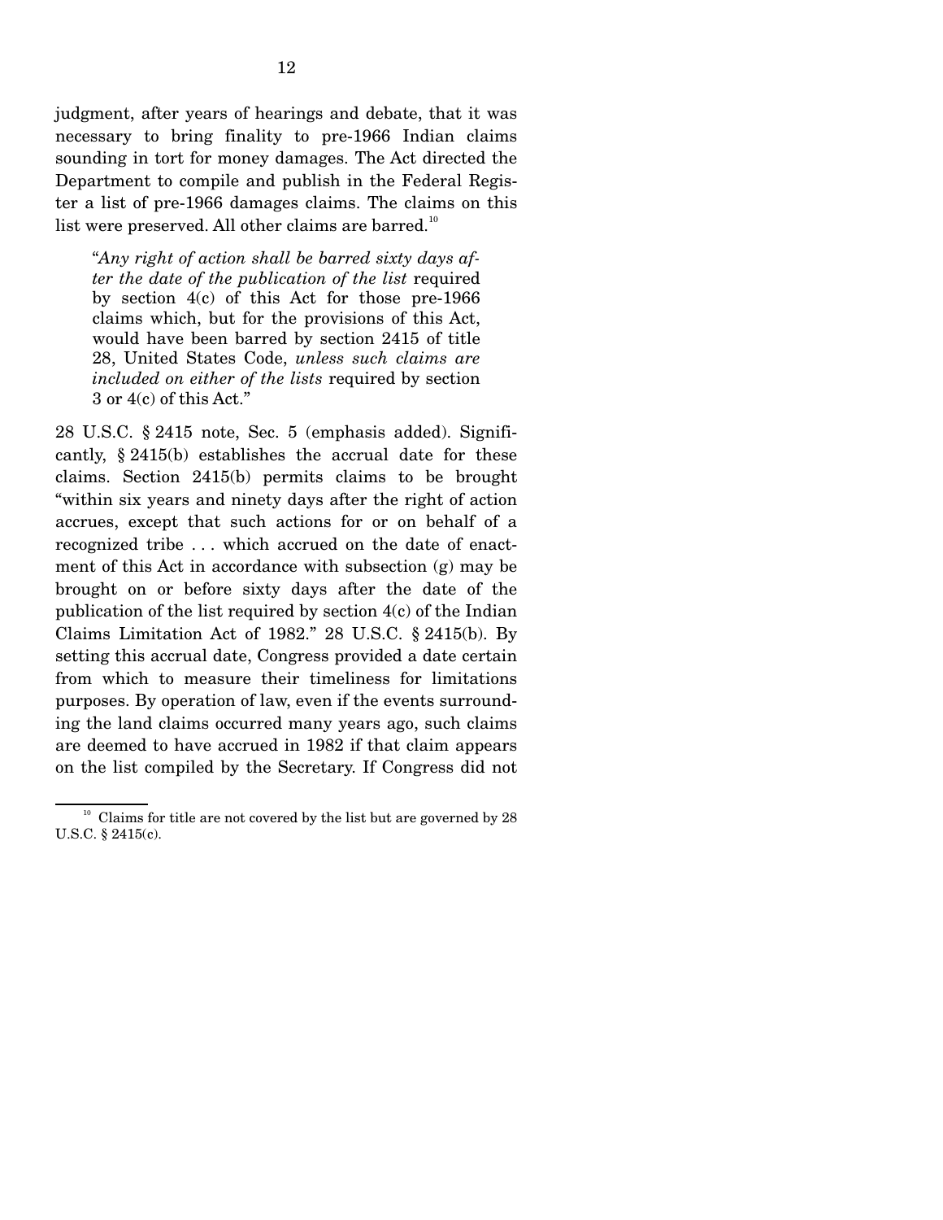judgment, after years of hearings and debate, that it was necessary to bring finality to pre-1966 Indian claims sounding in tort for money damages. The Act directed the Department to compile and publish in the Federal Register a list of pre-1966 damages claims. The claims on this list were preserved. All other claims are barred.[10]

> "*Any right of action shall be barred sixty days after the date of the publication of the list* required by section 4(c) of this Act for those pre-1966 claims which, but for the provisions of this Act, would have been barred by section 2415 of title 28, United States Code, *unless such claims are included on either of the lists* required by section 3 or 4(c) of this Act."

28 U.S.C. § 2415 note, Sec. 5 (emphasis added). Significantly, § 2415(b) establishes the accrual date for these claims. Section 2415(b) permits claims to be brought "within six years and ninety days after the right of action accrues, except that such actions for or on behalf of a recognized tribe . . . which accrued on the date of enactment of this Act in accordance with subsection (g) may be brought on or before sixty days after the date of the publication of the list required by section 4(c) of the Indian Claims Limitation Act of 1982." 28 U.S.C. § 2415(b). By setting this accrual date, Congress provided a date certain from which to measure their timeliness for limitations purposes. By operation of law, even if the events surrounding the land claims occurred many years ago, such claims are deemed to have accrued in 1982 if that claim appears on the list compiled by the Secretary. If Congress did not

[10] Claims for title are not covered by the list but are governed by 28 U.S.C. § 2415(c).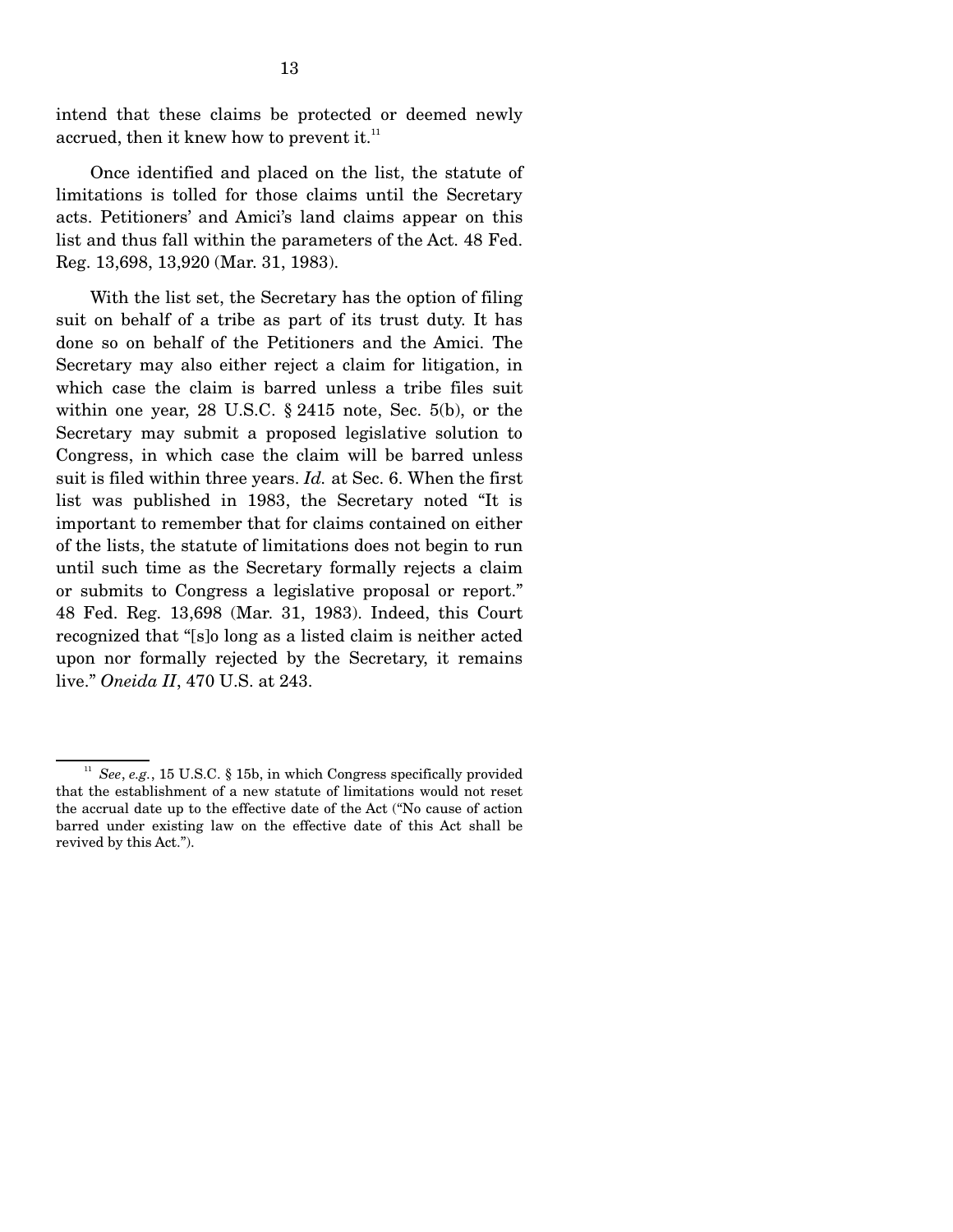intend that these claims be protected or deemed newly accrued, then it knew how to prevent it.[11]

Once identified and placed on the list, the statute of limitations is tolled for those claims until the Secretary acts. Petitioners' and Amici's land claims appear on this list and thus fall within the parameters of the Act. 48 Fed. Reg. 13,698, 13,920 (Mar. 31, 1983).

With the list set, the Secretary has the option of filing suit on behalf of a tribe as part of its trust duty. It has done so on behalf of the Petitioners and the Amici. The Secretary may also either reject a claim for litigation, in which case the claim is barred unless a tribe files suit within one year, 28 U.S.C. § 2415 note, Sec. 5(b), or the Secretary may submit a proposed legislative solution to Congress, in which case the claim will be barred unless suit is filed within three years. *Id.* at Sec. 6. When the first list was published in 1983, the Secretary noted "It is important to remember that for claims contained on either of the lists, the statute of limitations does not begin to run until such time as the Secretary formally rejects a claim or submits to Congress a legislative proposal or report." 48 Fed. Reg. 13,698 (Mar. 31, 1983). Indeed, this Court recognized that "[s]o long as a listed claim is neither acted upon nor formally rejected by the Secretary, it remains live." *Oneida II*, 470 U.S. at 243.

---

[11] *See*, *e.g.*, 15 U.S.C. § 15b, in which Congress specifically provided that the establishment of a new statute of limitations would not reset the accrual date up to the effective date of the Act ("No cause of action barred under existing law on the effective date of this Act shall be revived by this Act.").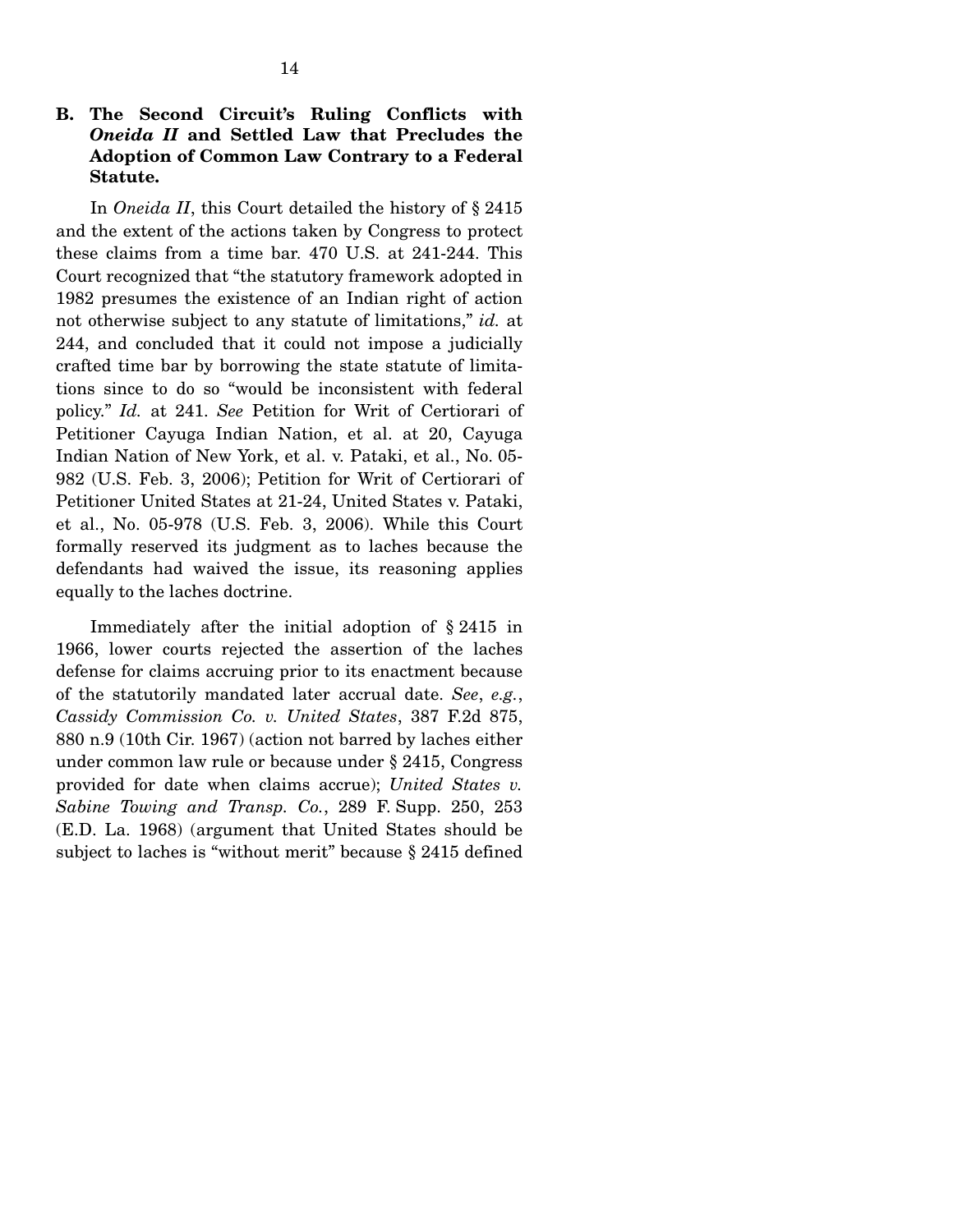### B. The Second Circuit's Ruling Conflicts with *Oneida II* and Settled Law that Precludes the Adoption of Common Law Contrary to a Federal Statute.

In *Oneida II*, this Court detailed the history of § 2415 and the extent of the actions taken by Congress to protect these claims from a time bar. 470 U.S. at 241-244. This Court recognized that "the statutory framework adopted in 1982 presumes the existence of an Indian right of action not otherwise subject to any statute of limitations," *id.* at 244, and concluded that it could not impose a judicially crafted time bar by borrowing the state statute of limitations since to do so "would be inconsistent with federal policy." *Id.* at 241. *See* Petition for Writ of Certiorari of Petitioner Cayuga Indian Nation, et al. at 20, Cayuga Indian Nation of New York, et al. v. Pataki, et al., No. 05-982 (U.S. Feb. 3, 2006); Petition for Writ of Certiorari of Petitioner United States at 21-24, United States v. Pataki, et al., No. 05-978 (U.S. Feb. 3, 2006). While this Court formally reserved its judgment as to laches because the defendants had waived the issue, its reasoning applies equally to the laches doctrine.

Immediately after the initial adoption of § 2415 in 1966, lower courts rejected the assertion of the laches defense for claims accruing prior to its enactment because of the statutorily mandated later accrual date. *See*, *e.g.*, *Cassidy Commission Co. v. United States*, 387 F.2d 875, 880 n.9 (10th Cir. 1967) (action not barred by laches either under common law rule or because under § 2415, Congress provided for date when claims accrue); *United States v. Sabine Towing and Transp. Co.*, 289 F. Supp. 250, 253 (E.D. La. 1968) (argument that United States should be subject to laches is "without merit" because § 2415 defined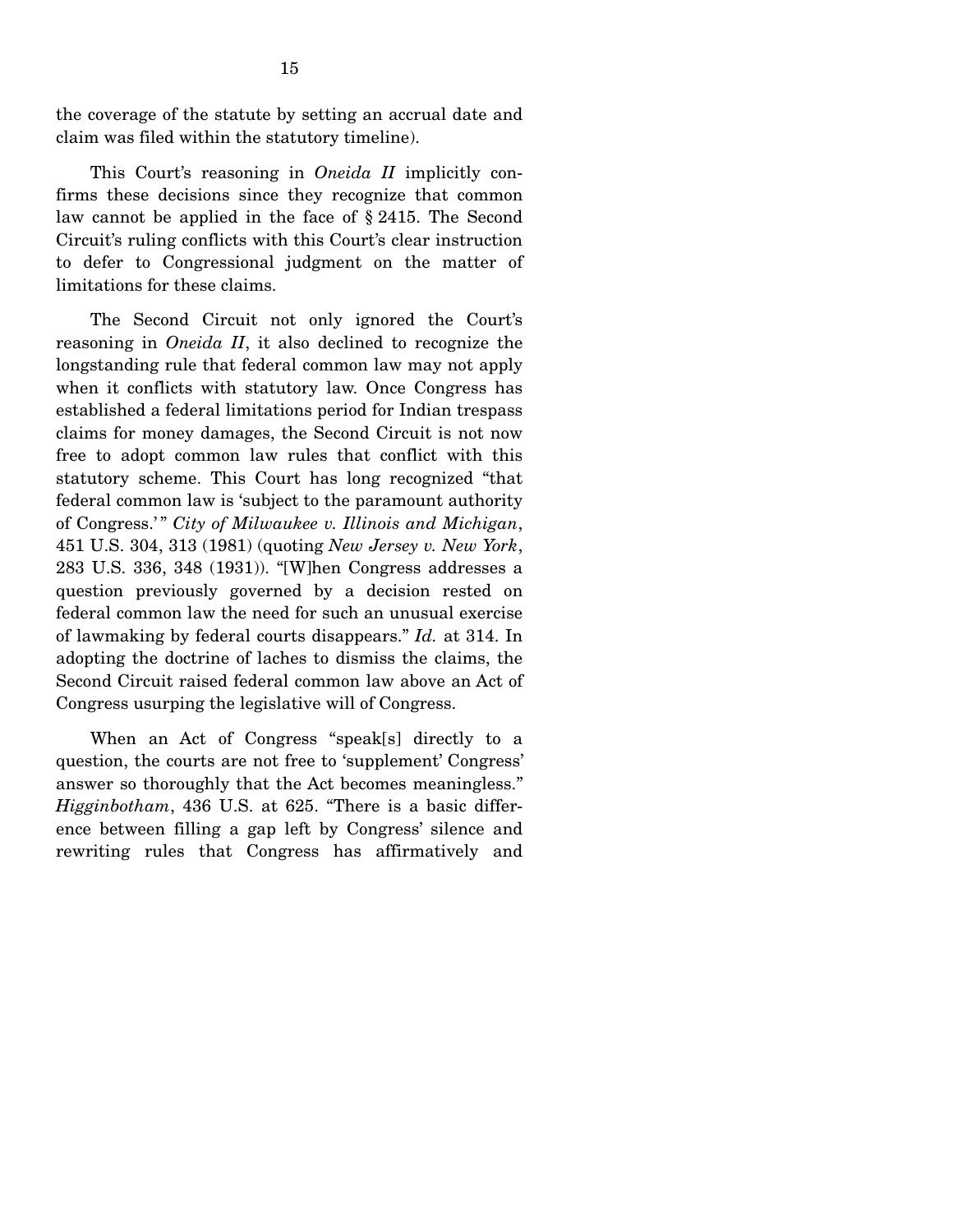the coverage of the statute by setting an accrual date and claim was filed within the statutory timeline).

This Court's reasoning in *Oneida II* implicitly confirms these decisions since they recognize that common law cannot be applied in the face of § 2415. The Second Circuit's ruling conflicts with this Court's clear instruction to defer to Congressional judgment on the matter of limitations for these claims.

The Second Circuit not only ignored the Court's reasoning in *Oneida II*, it also declined to recognize the longstanding rule that federal common law may not apply when it conflicts with statutory law. Once Congress has established a federal limitations period for Indian trespass claims for money damages, the Second Circuit is not now free to adopt common law rules that conflict with this statutory scheme. This Court has long recognized "that federal common law is 'subject to the paramount authority of Congress.'" *City of Milwaukee v. Illinois and Michigan*, 451 U.S. 304, 313 (1981) (quoting *New Jersey v. New York*, 283 U.S. 336, 348 (1931)). "[W]hen Congress addresses a question previously governed by a decision rested on federal common law the need for such an unusual exercise of lawmaking by federal courts disappears." *Id.* at 314. In adopting the doctrine of laches to dismiss the claims, the Second Circuit raised federal common law above an Act of Congress usurping the legislative will of Congress.

When an Act of Congress "speak[s] directly to a question, the courts are not free to 'supplement' Congress' answer so thoroughly that the Act becomes meaningless." *Higginbotham*, 436 U.S. at 625. "There is a basic difference between filling a gap left by Congress' silence and rewriting rules that Congress has affirmatively and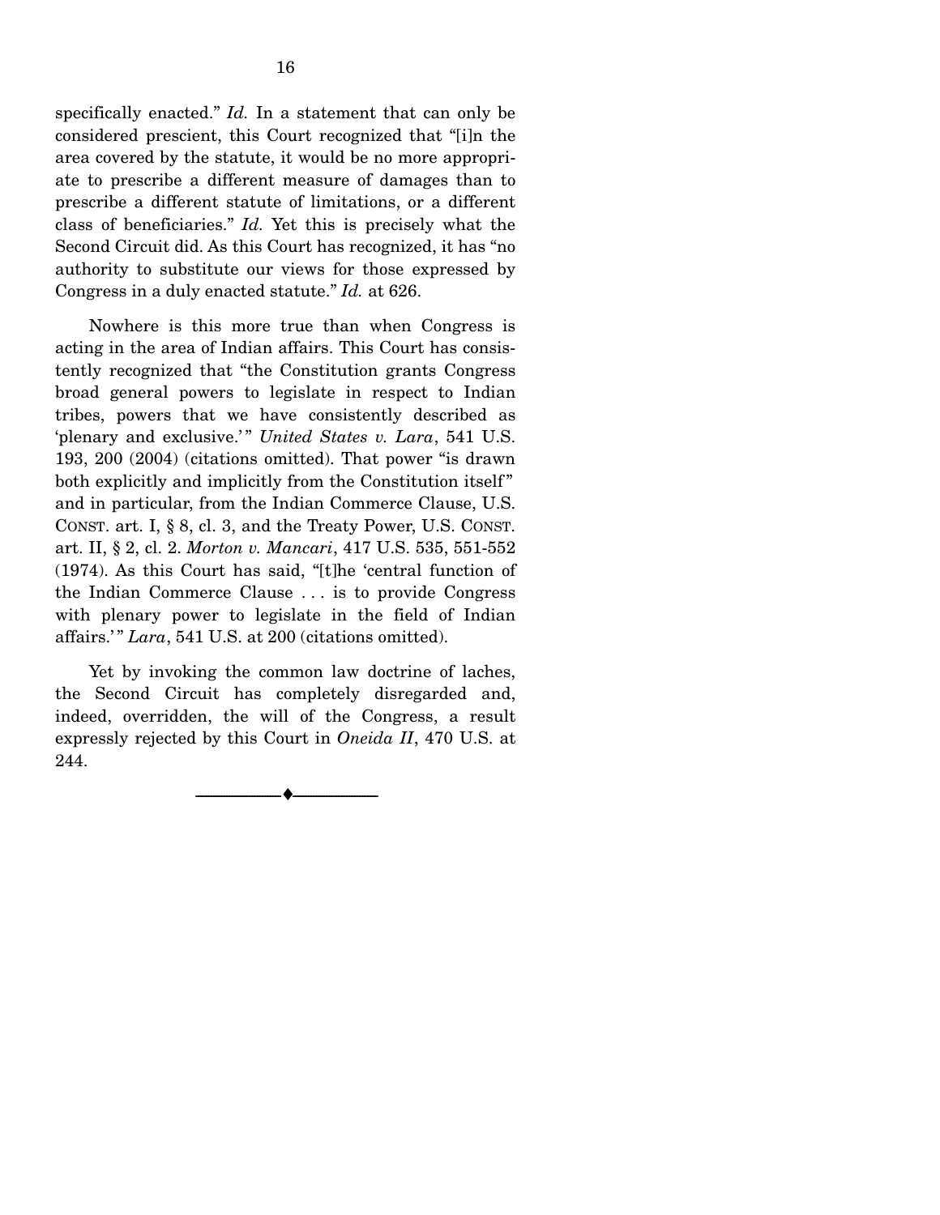specifically enacted." *Id.* In a statement that can only be considered prescient, this Court recognized that "[i]n the area covered by the statute, it would be no more appropriate to prescribe a different measure of damages than to prescribe a different statute of limitations, or a different class of beneficiaries." *Id.* Yet this is precisely what the Second Circuit did. As this Court has recognized, it has "no authority to substitute our views for those expressed by Congress in a duly enacted statute." *Id.* at 626.

Nowhere is this more true than when Congress is acting in the area of Indian affairs. This Court has consistently recognized that "the Constitution grants Congress broad general powers to legislate in respect to Indian tribes, powers that we have consistently described as 'plenary and exclusive.'" *United States v. Lara*, 541 U.S. 193, 200 (2004) (citations omitted). That power "is drawn both explicitly and implicitly from the Constitution itself" and in particular, from the Indian Commerce Clause, U.S. CONST. art. I, § 8, cl. 3, and the Treaty Power, U.S. CONST. art. II, § 2, cl. 2. *Morton v. Mancari*, 417 U.S. 535, 551-552 (1974). As this Court has said, "[t]he 'central function of the Indian Commerce Clause . . . is to provide Congress with plenary power to legislate in the field of Indian affairs.'" *Lara*, 541 U.S. at 200 (citations omitted).

Yet by invoking the common law doctrine of laches, the Second Circuit has completely disregarded and, indeed, overridden, the will of the Congress, a result expressly rejected by this Court in *Oneida II*, 470 U.S. at 244.

---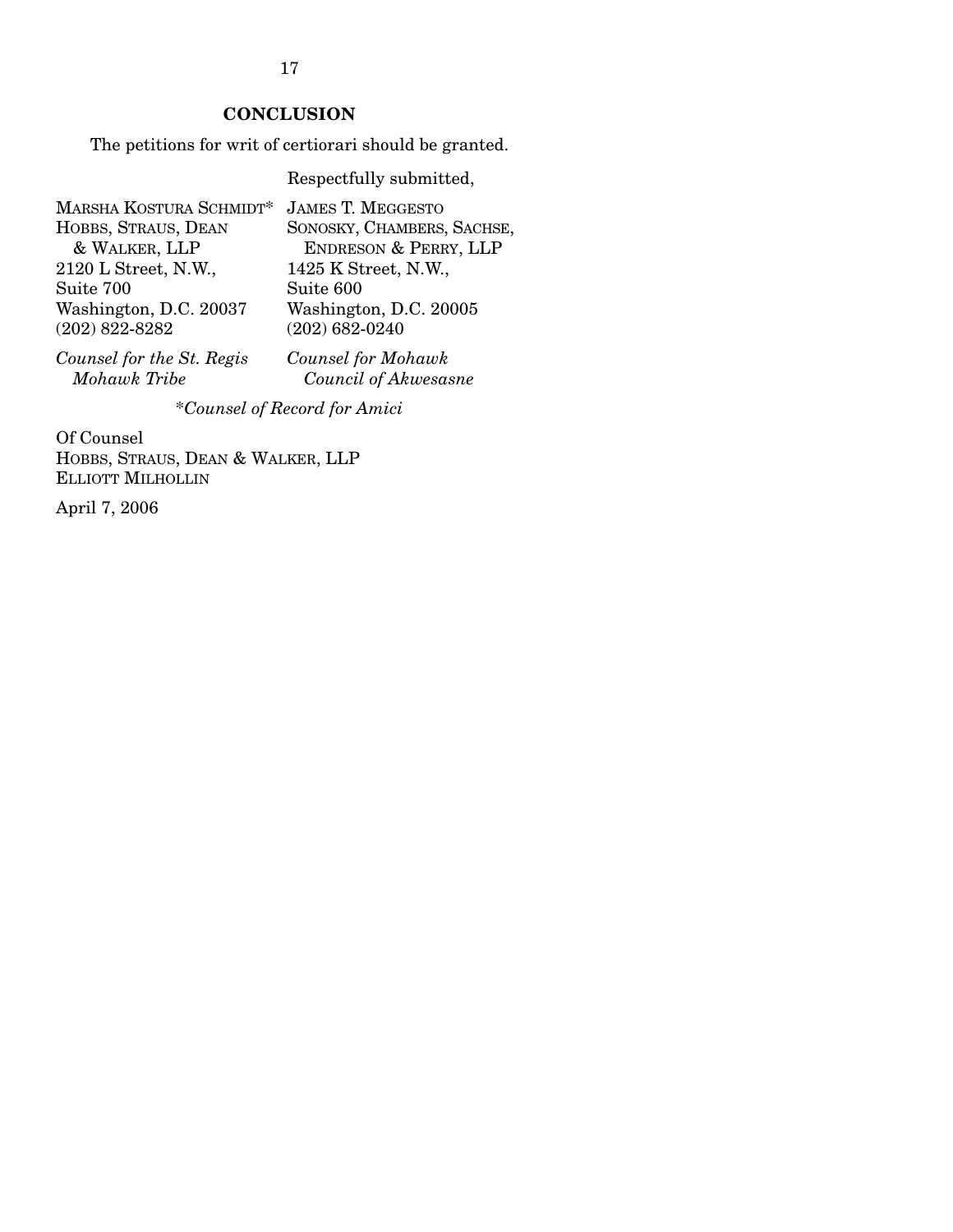## CONCLUSION

The petitions for writ of certiorari should be granted.

Respectfully submitted,

MARSHA KOSTURA SCHMIDT*
HOBBS, STRAUS, DEAN & WALKER, LLP
2120 L Street, N.W.,
Suite 700
Washington, D.C. 20037
(202) 822-8282

*Counsel for the St. Regis Mohawk Tribe*

JAMES T. MEGGESTO
SONOSKY, CHAMBERS, SACHSE, ENDRESON & PERRY, LLP
1425 K Street, N.W.,
Suite 600
Washington, D.C. 20005
(202) 682-0240

*Counsel for Mohawk Council of Akwesasne*

\**Counsel of Record for Amici*

Of Counsel
HOBBS, STRAUS, DEAN & WALKER, LLP
ELLIOTT MILHOLLIN

April 7, 2006